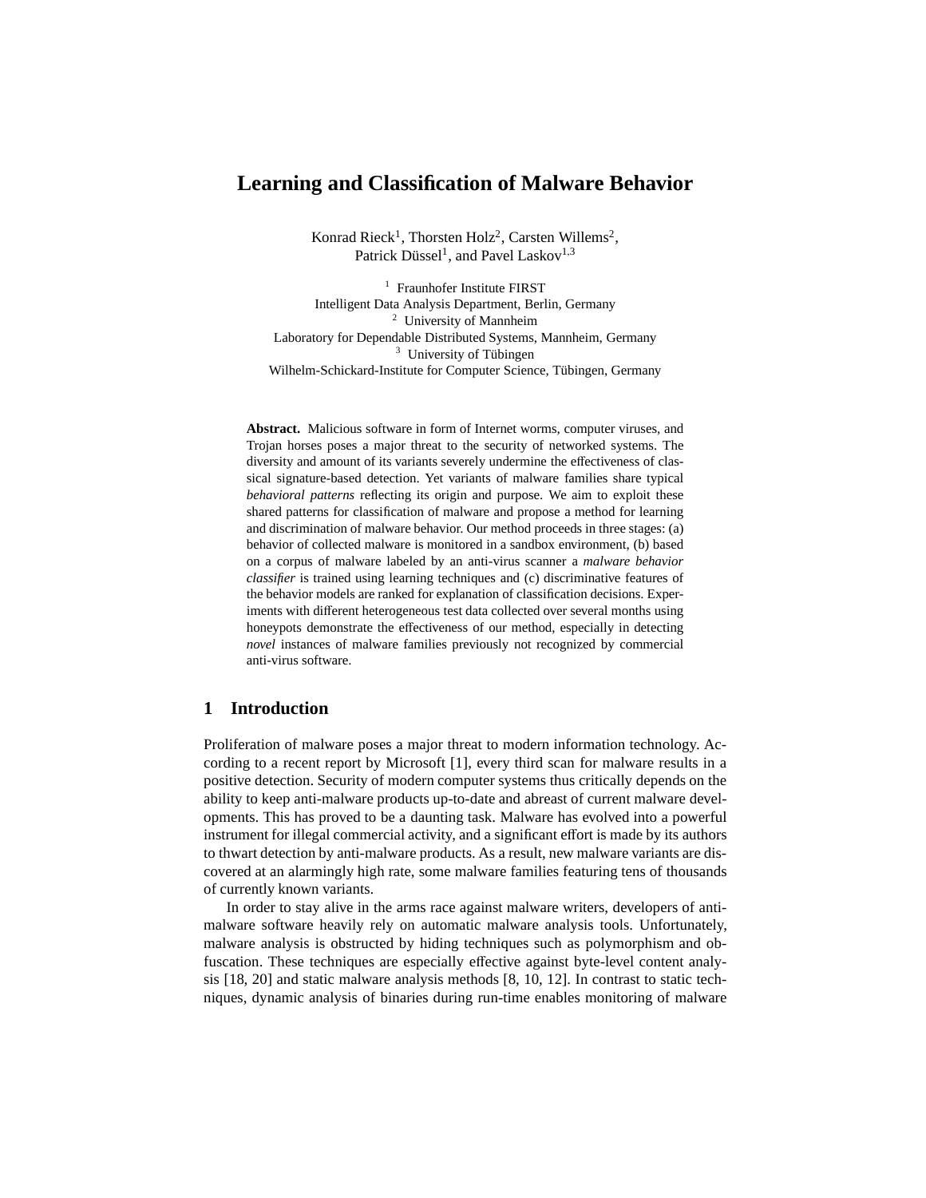# Learning and Classification of Malware Behavior

Konrad Rieck[1], Thorsten Holz[2], Carsten Willems[2],
Patrick Düssel[1], and Pavel Laskov[1,3]

[1] Fraunhofer Institute FIRST
Intelligent Data Analysis Department, Berlin, Germany
[2] University of Mannheim
Laboratory for Dependable Distributed Systems, Mannheim, Germany
[3] University of Tübingen
Wilhelm-Schickard-Institute for Computer Science, Tübingen, Germany

**Abstract.** Malicious software in form of Internet worms, computer viruses, and Trojan horses poses a major threat to the security of networked systems. The diversity and amount of its variants severely undermine the effectiveness of classical signature-based detection. Yet variants of malware families share typical *behavioral patterns* reflecting its origin and purpose. We aim to exploit these shared patterns for classification of malware and propose a method for learning and discrimination of malware behavior. Our method proceeds in three stages: (a) behavior of collected malware is monitored in a sandbox environment, (b) based on a corpus of malware labeled by an anti-virus scanner a *malware behavior classifier* is trained using learning techniques and (c) discriminative features of the behavior models are ranked for explanation of classification decisions. Experiments with different heterogeneous test data collected over several months using honeypots demonstrate the effectiveness of our method, especially in detecting *novel* instances of malware families previously not recognized by commercial anti-virus software.

## 1 Introduction

Proliferation of malware poses a major threat to modern information technology. According to a recent report by Microsoft [1], every third scan for malware results in a positive detection. Security of modern computer systems thus critically depends on the ability to keep anti-malware products up-to-date and abreast of current malware developments. This has proved to be a daunting task. Malware has evolved into a powerful instrument for illegal commercial activity, and a significant effort is made by its authors to thwart detection by anti-malware products. As a result, new malware variants are discovered at an alarmingly high rate, some malware families featuring tens of thousands of currently known variants.

In order to stay alive in the arms race against malware writers, developers of anti-malware software heavily rely on automatic malware analysis tools. Unfortunately, malware analysis is obstructed by hiding techniques such as polymorphism and obfuscation. These techniques are especially effective against byte-level content analysis [18, 20] and static malware analysis methods [8, 10, 12]. In contrast to static techniques, dynamic analysis of binaries during run-time enables monitoring of malware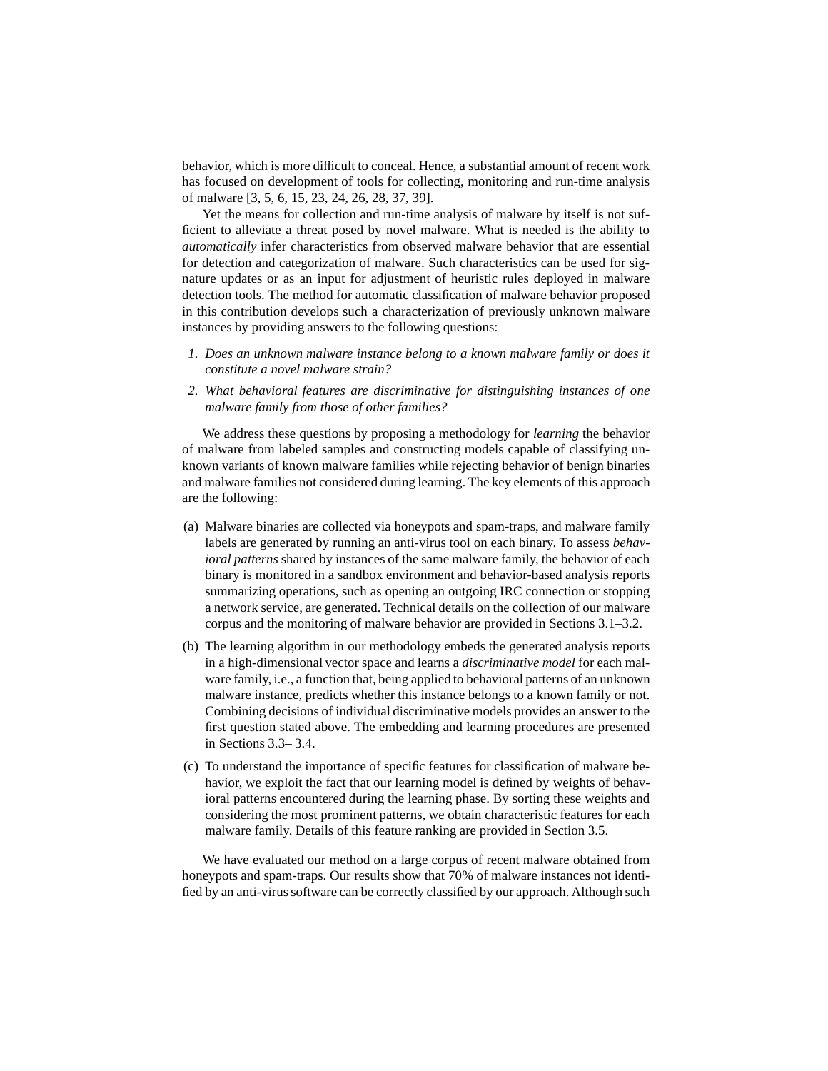behavior, which is more difficult to conceal. Hence, a substantial amount of recent work has focused on development of tools for collecting, monitoring and run-time analysis of malware [3, 5, 6, 15, 23, 24, 26, 28, 37, 39].

Yet the means for collection and run-time analysis of malware by itself is not sufficient to alleviate a threat posed by novel malware. What is needed is the ability to *automatically* infer characteristics from observed malware behavior that are essential for detection and categorization of malware. Such characteristics can be used for signature updates or as an input for adjustment of heuristic rules deployed in malware detection tools. The method for automatic classification of malware behavior proposed in this contribution develops such a characterization of previously unknown malware instances by providing answers to the following questions:

1. *Does an unknown malware instance belong to a known malware family or does it constitute a novel malware strain?*
2. *What behavioral features are discriminative for distinguishing instances of one malware family from those of other families?*

We address these questions by proposing a methodology for *learning* the behavior of malware from labeled samples and constructing models capable of classifying unknown variants of known malware families while rejecting behavior of benign binaries and malware families not considered during learning. The key elements of this approach are the following:

(a) Malware binaries are collected via honeypots and spam-traps, and malware family labels are generated by running an anti-virus tool on each binary. To assess *behavioral patterns* shared by instances of the same malware family, the behavior of each binary is monitored in a sandbox environment and behavior-based analysis reports summarizing operations, such as opening an outgoing IRC connection or stopping a network service, are generated. Technical details on the collection of our malware corpus and the monitoring of malware behavior are provided in Sections 3.1–3.2.

(b) The learning algorithm in our methodology embeds the generated analysis reports in a high-dimensional vector space and learns a *discriminative model* for each malware family, i.e., a function that, being applied to behavioral patterns of an unknown malware instance, predicts whether this instance belongs to a known family or not. Combining decisions of individual discriminative models provides an answer to the first question stated above. The embedding and learning procedures are presented in Sections 3.3– 3.4.

(c) To understand the importance of specific features for classification of malware behavior, we exploit the fact that our learning model is defined by weights of behavioral patterns encountered during the learning phase. By sorting these weights and considering the most prominent patterns, we obtain characteristic features for each malware family. Details of this feature ranking are provided in Section 3.5.

We have evaluated our method on a large corpus of recent malware obtained from honeypots and spam-traps. Our results show that 70% of malware instances not identified by an anti-virus software can be correctly classified by our approach. Although such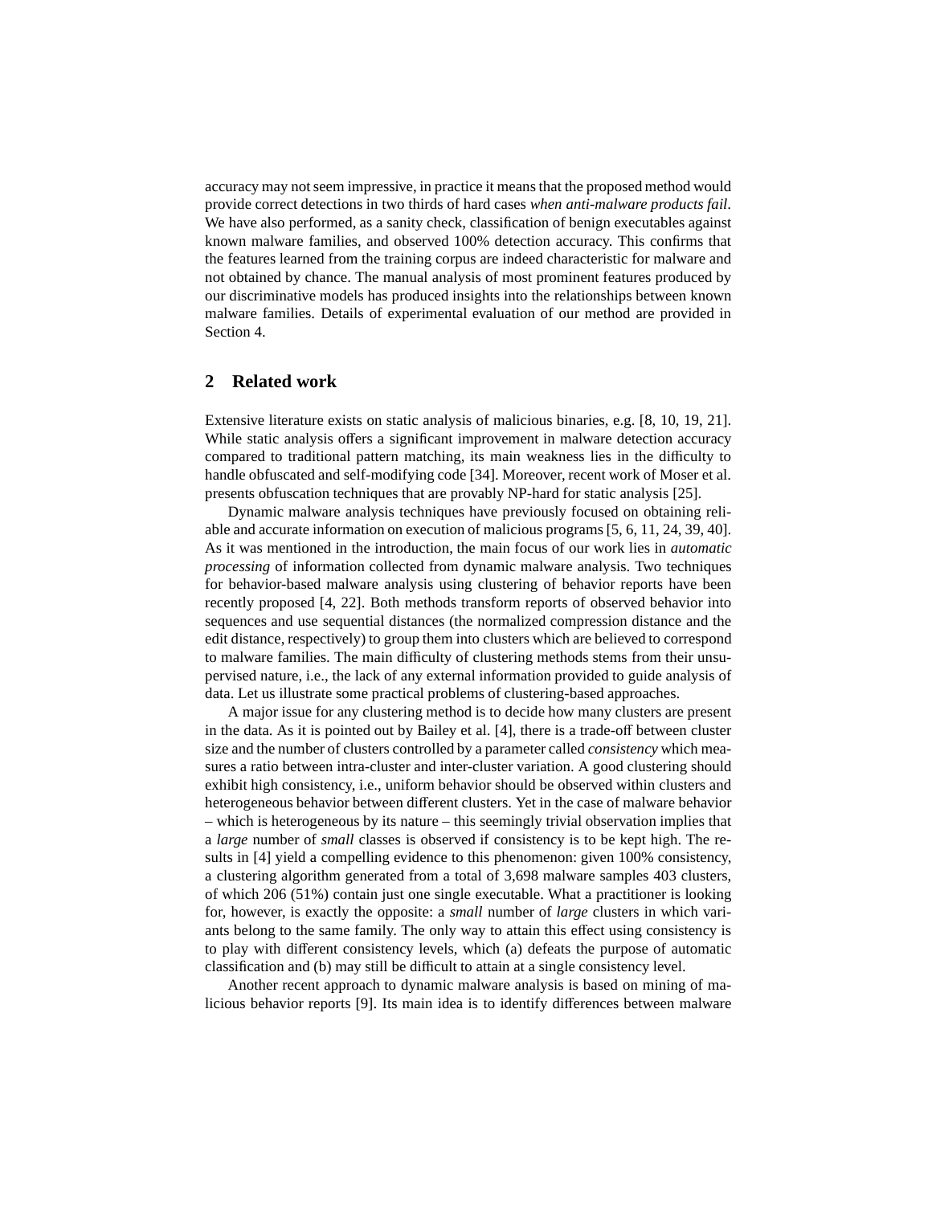accuracy may not seem impressive, in practice it means that the proposed method would provide correct detections in two thirds of hard cases *when anti-malware products fail*. We have also performed, as a sanity check, classification of benign executables against known malware families, and observed 100% detection accuracy. This confirms that the features learned from the training corpus are indeed characteristic for malware and not obtained by chance. The manual analysis of most prominent features produced by our discriminative models has produced insights into the relationships between known malware families. Details of experimental evaluation of our method are provided in Section 4.

## 2 Related work

Extensive literature exists on static analysis of malicious binaries, e.g. [8, 10, 19, 21]. While static analysis offers a significant improvement in malware detection accuracy compared to traditional pattern matching, its main weakness lies in the difficulty to handle obfuscated and self-modifying code [34]. Moreover, recent work of Moser et al. presents obfuscation techniques that are provably NP-hard for static analysis [25].

Dynamic malware analysis techniques have previously focused on obtaining reliable and accurate information on execution of malicious programs [5, 6, 11, 24, 39, 40]. As it was mentioned in the introduction, the main focus of our work lies in *automatic processing* of information collected from dynamic malware analysis. Two techniques for behavior-based malware analysis using clustering of behavior reports have been recently proposed [4, 22]. Both methods transform reports of observed behavior into sequences and use sequential distances (the normalized compression distance and the edit distance, respectively) to group them into clusters which are believed to correspond to malware families. The main difficulty of clustering methods stems from their unsupervised nature, i.e., the lack of any external information provided to guide analysis of data. Let us illustrate some practical problems of clustering-based approaches.

A major issue for any clustering method is to decide how many clusters are present in the data. As it is pointed out by Bailey et al. [4], there is a trade-off between cluster size and the number of clusters controlled by a parameter called *consistency* which measures a ratio between intra-cluster and inter-cluster variation. A good clustering should exhibit high consistency, i.e., uniform behavior should be observed within clusters and heterogeneous behavior between different clusters. Yet in the case of malware behavior – which is heterogeneous by its nature – this seemingly trivial observation implies that a *large* number of *small* classes is observed if consistency is to be kept high. The results in [4] yield a compelling evidence to this phenomenon: given 100% consistency, a clustering algorithm generated from a total of 3,698 malware samples 403 clusters, of which 206 (51%) contain just one single executable. What a practitioner is looking for, however, is exactly the opposite: a *small* number of *large* clusters in which variants belong to the same family. The only way to attain this effect using consistency is to play with different consistency levels, which (a) defeats the purpose of automatic classification and (b) may still be difficult to attain at a single consistency level.

Another recent approach to dynamic malware analysis is based on mining of malicious behavior reports [9]. Its main idea is to identify differences between malware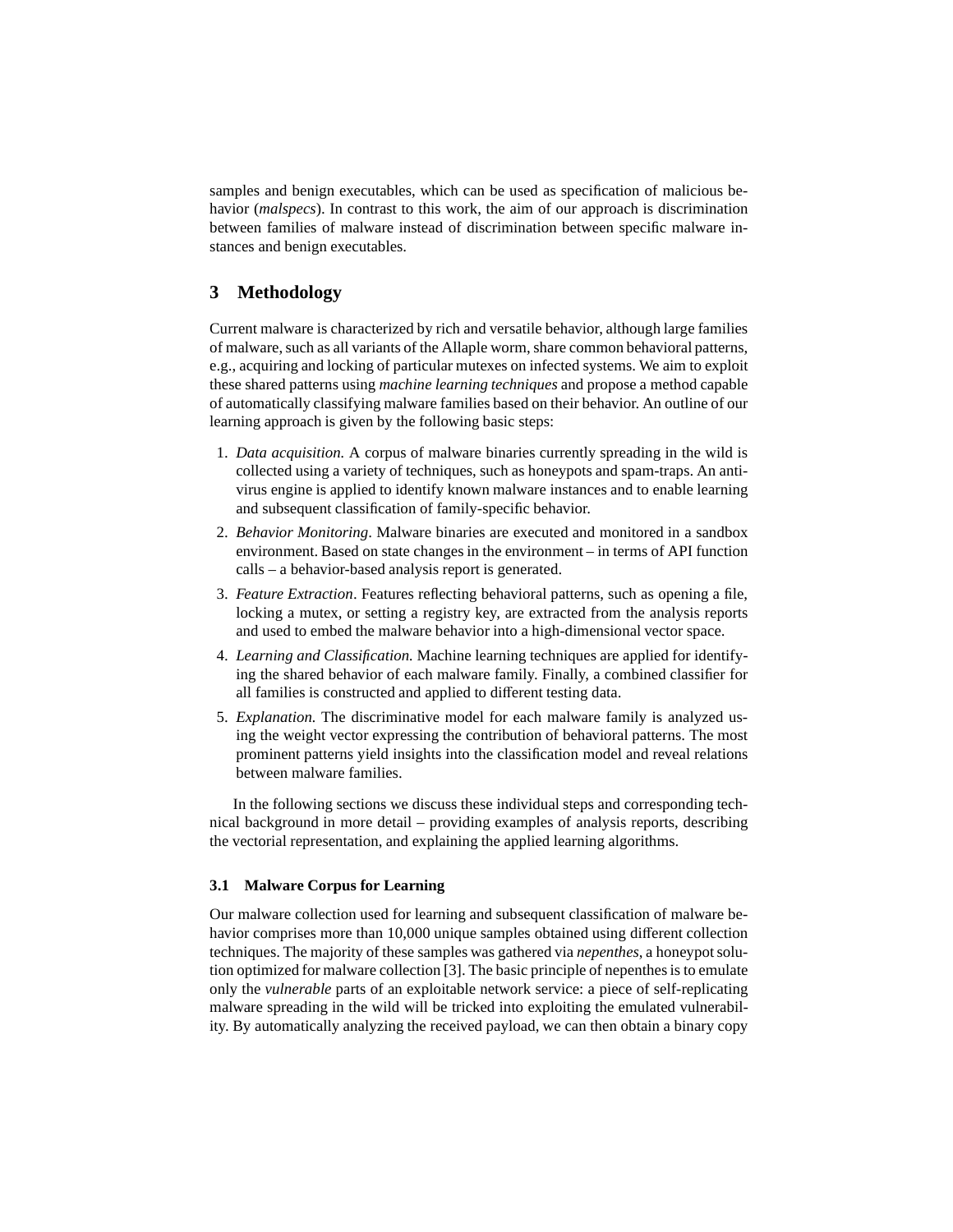samples and benign executables, which can be used as specification of malicious behavior (*malspecs*). In contrast to this work, the aim of our approach is discrimination between families of malware instead of discrimination between specific malware instances and benign executables.

## 3 Methodology

Current malware is characterized by rich and versatile behavior, although large families of malware, such as all variants of the Allaple worm, share common behavioral patterns, e.g., acquiring and locking of particular mutexes on infected systems. We aim to exploit these shared patterns using *machine learning techniques* and propose a method capable of automatically classifying malware families based on their behavior. An outline of our learning approach is given by the following basic steps:

1. *Data acquisition.* A corpus of malware binaries currently spreading in the wild is collected using a variety of techniques, such as honeypots and spam-traps. An anti-virus engine is applied to identify known malware instances and to enable learning and subsequent classification of family-specific behavior.
2. *Behavior Monitoring*. Malware binaries are executed and monitored in a sandbox environment. Based on state changes in the environment – in terms of API function calls – a behavior-based analysis report is generated.
3. *Feature Extraction*. Features reflecting behavioral patterns, such as opening a file, locking a mutex, or setting a registry key, are extracted from the analysis reports and used to embed the malware behavior into a high-dimensional vector space.
4. *Learning and Classification.* Machine learning techniques are applied for identifying the shared behavior of each malware family. Finally, a combined classifier for all families is constructed and applied to different testing data.
5. *Explanation.* The discriminative model for each malware family is analyzed using the weight vector expressing the contribution of behavioral patterns. The most prominent patterns yield insights into the classification model and reveal relations between malware families.

In the following sections we discuss these individual steps and corresponding technical background in more detail – providing examples of analysis reports, describing the vectorial representation, and explaining the applied learning algorithms.

### 3.1 Malware Corpus for Learning

Our malware collection used for learning and subsequent classification of malware behavior comprises more than 10,000 unique samples obtained using different collection techniques. The majority of these samples was gathered via *nepenthes*, a honeypot solution optimized for malware collection [3]. The basic principle of nepenthes is to emulate only the *vulnerable* parts of an exploitable network service: a piece of self-replicating malware spreading in the wild will be tricked into exploiting the emulated vulnerability. By automatically analyzing the received payload, we can then obtain a binary copy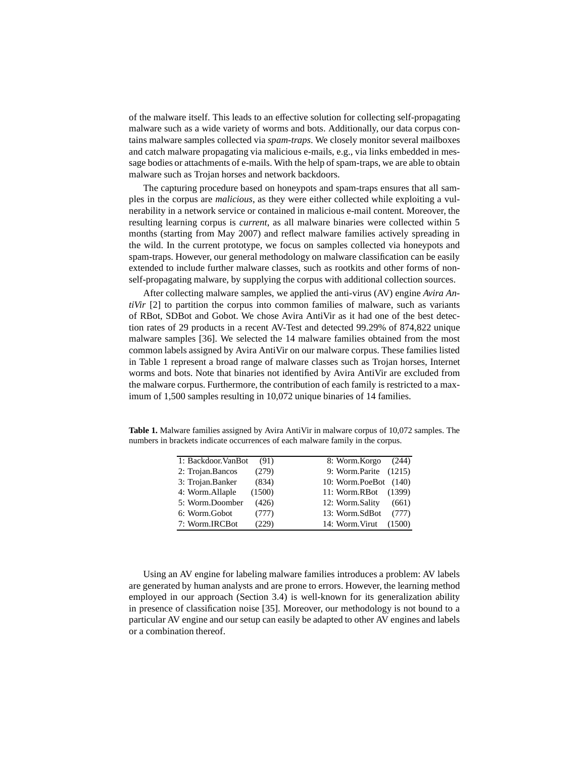of the malware itself. This leads to an effective solution for collecting self-propagating malware such as a wide variety of worms and bots. Additionally, our data corpus contains malware samples collected via *spam-traps*. We closely monitor several mailboxes and catch malware propagating via malicious e-mails, e.g., via links embedded in message bodies or attachments of e-mails. With the help of spam-traps, we are able to obtain malware such as Trojan horses and network backdoors.

The capturing procedure based on honeypots and spam-traps ensures that all samples in the corpus are *malicious*, as they were either collected while exploiting a vulnerability in a network service or contained in malicious e-mail content. Moreover, the resulting learning corpus is *current*, as all malware binaries were collected within 5 months (starting from May 2007) and reflect malware families actively spreading in the wild. In the current prototype, we focus on samples collected via honeypots and spam-traps. However, our general methodology on malware classification can be easily extended to include further malware classes, such as rootkits and other forms of non-self-propagating malware, by supplying the corpus with additional collection sources.

After collecting malware samples, we applied the anti-virus (AV) engine *Avira AntiVir* [2] to partition the corpus into common families of malware, such as variants of RBot, SDBot and Gobot. We chose Avira AntiVir as it had one of the best detection rates of 29 products in a recent AV-Test and detected 99.29% of 874,822 unique malware samples [36]. We selected the 14 malware families obtained from the most common labels assigned by Avira AntiVir on our malware corpus. These families listed in Table 1 represent a broad range of malware classes such as Trojan horses, Internet worms and bots. Note that binaries not identified by Avira AntiVir are excluded from the malware corpus. Furthermore, the contribution of each family is restricted to a maximum of 1,500 samples resulting in 10,072 unique binaries of 14 families.

**Table 1.** Malware families assigned by Avira AntiVir in malware corpus of 10,072 samples. The numbers in brackets indicate occurrences of each malware family in the corpus.

| | | | |
|---|---|---|---|
| 1: Backdoor.VanBot | (91) | 8: Worm.Korgo | (244) |
| 2: Trojan.Bancos | (279) | 9: Worm.Parite | (1215) |
| 3: Trojan.Banker | (834) | 10: Worm.PoeBot | (140) |
| 4: Worm.Allaple | (1500) | 11: Worm.RBot | (1399) |
| 5: Worm.Doomber | (426) | 12: Worm.Sality | (661) |
| 6: Worm.Gobot | (777) | 13: Worm.SdBot | (777) |
| 7: Worm.IRCBot | (229) | 14: Worm.Virut | (1500) |

Using an AV engine for labeling malware families introduces a problem: AV labels are generated by human analysts and are prone to errors. However, the learning method employed in our approach (Section 3.4) is well-known for its generalization ability in presence of classification noise [35]. Moreover, our methodology is not bound to a particular AV engine and our setup can easily be adapted to other AV engines and labels or a combination thereof.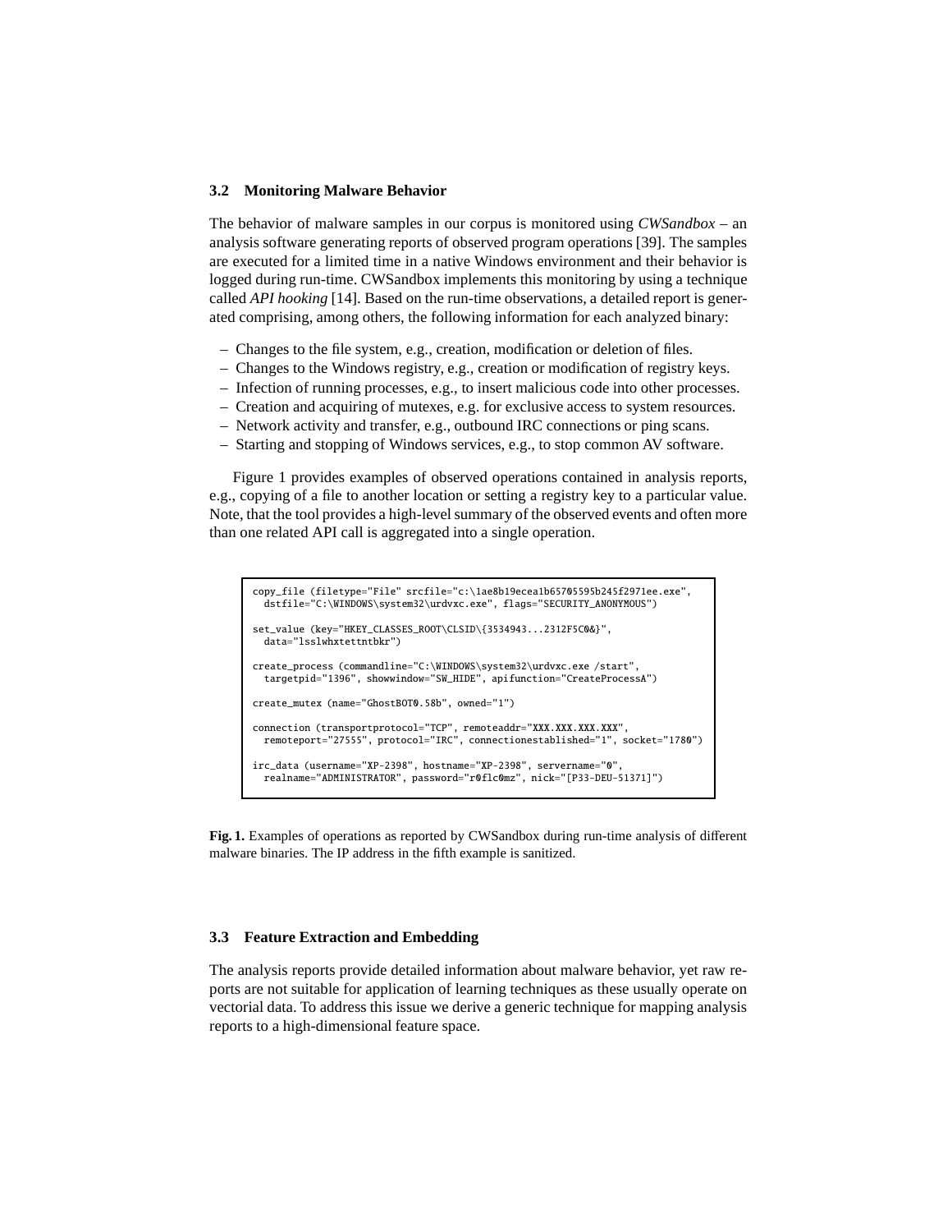### 3.2 Monitoring Malware Behavior

The behavior of malware samples in our corpus is monitored using *CWSandbox* – an analysis software generating reports of observed program operations [39]. The samples are executed for a limited time in a native Windows environment and their behavior is logged during run-time. CWSandbox implements this monitoring by using a technique called *API hooking* [14]. Based on the run-time observations, a detailed report is generated comprising, among others, the following information for each analyzed binary:

- Changes to the file system, e.g., creation, modification or deletion of files.
- Changes to the Windows registry, e.g., creation or modification of registry keys.
- Infection of running processes, e.g., to insert malicious code into other processes.
- Creation and acquiring of mutexes, e.g. for exclusive access to system resources.
- Network activity and transfer, e.g., outbound IRC connections or ping scans.
- Starting and stopping of Windows services, e.g., to stop common AV software.

Figure 1 provides examples of observed operations contained in analysis reports, e.g., copying of a file to another location or setting a registry key to a particular value. Note, that the tool provides a high-level summary of the observed events and often more than one related API call is aggregated into a single operation.

```
copy_file (filetype="File" srcfile="c:\1ae8b19ecea1b65705595b245f2971ee.exe",
  dstfile="C:\WINDOWS\system32\urdvxc.exe", flags="SECURITY_ANONYMOUS")

set_value (key="HKEY_CLASSES_ROOT\CLSID\{3534943...2312F5C0&}",
  data="lsslwhxtettntbkr")

create_process (commandline="C:\WINDOWS\system32\urdvxc.exe /start",
  targetpid="1396", showwindow="SW_HIDE", apifunction="CreateProcessA")

create_mutex (name="GhostBOT0.58b", owned="1")

connection (transportprotocol="TCP", remoteaddr="XXX.XXX.XXX.XXX",
  remoteport="27555", protocol="IRC", connectionestablished="1", socket="1780")

irc_data (username="XP-2398", hostname="XP-2398", servername="0",
  realname="ADMINISTRATOR", password="r0flc0mz", nick="[P33-DEU-51371]")
```

**Fig. 1.** Examples of operations as reported by CWSandbox during run-time analysis of different malware binaries. The IP address in the fifth example is sanitized.

### 3.3 Feature Extraction and Embedding

The analysis reports provide detailed information about malware behavior, yet raw reports are not suitable for application of learning techniques as these usually operate on vectorial data. To address this issue we derive a generic technique for mapping analysis reports to a high-dimensional feature space.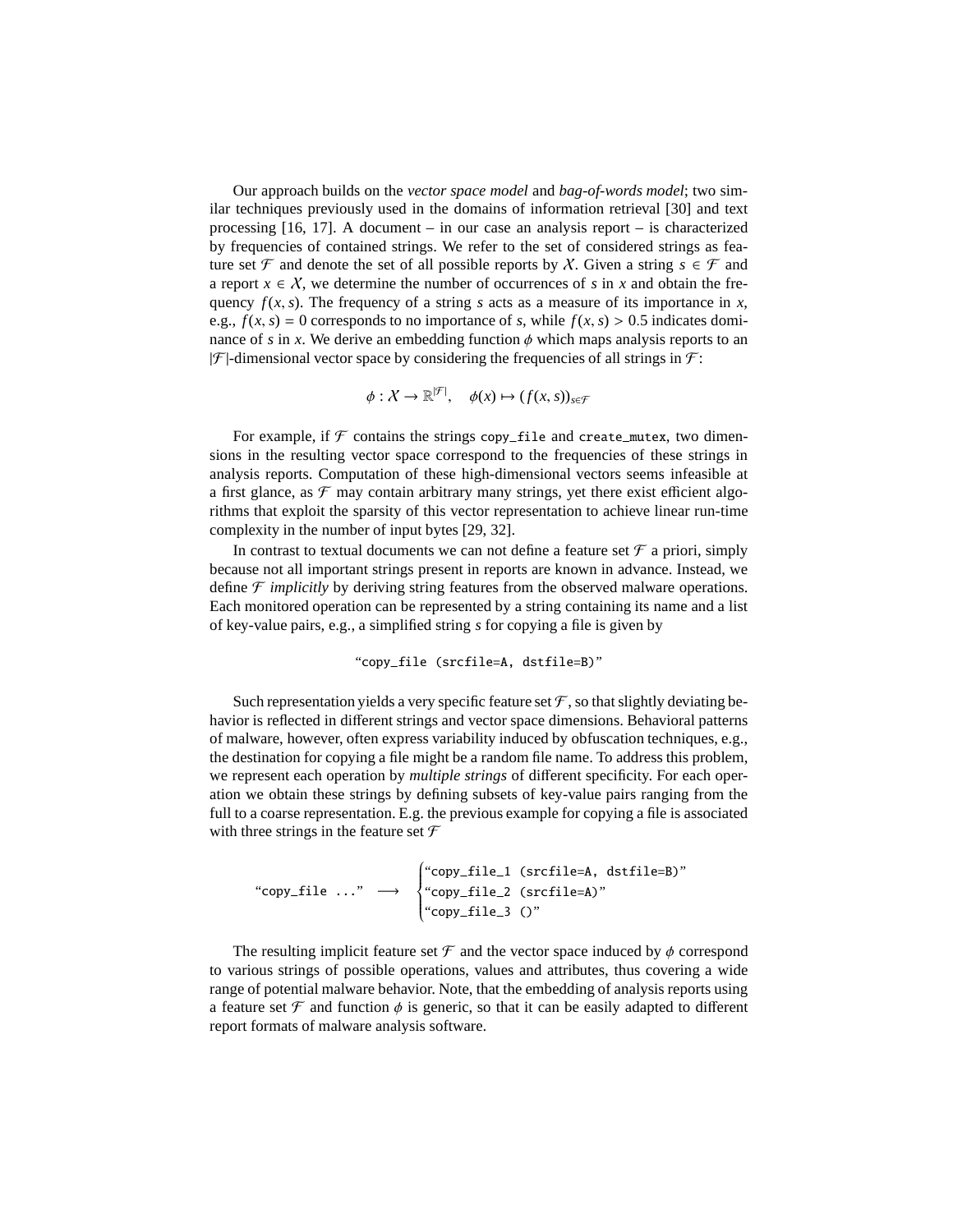Our approach builds on the *vector space model* and *bag-of-words model*; two similar techniques previously used in the domains of information retrieval [30] and text processing [16, 17]. A document – in our case an analysis report – is characterized by frequencies of contained strings. We refer to the set of considered strings as feature set $\mathcal{F}$ and denote the set of all possible reports by $\mathcal{X}$. Given a string $s \in \mathcal{F}$ and a report $x \in \mathcal{X}$, we determine the number of occurrences of $s$ in $x$ and obtain the frequency $f(x, s)$. The frequency of a string $s$ acts as a measure of its importance in $x$, e.g., $f(x, s) = 0$ corresponds to no importance of $s$, while $f(x, s) > 0.5$ indicates dominance of $s$ in $x$. We derive an embedding function $\phi$ which maps analysis reports to an $|\mathcal{F}|$-dimensional vector space by considering the frequencies of all strings in $\mathcal{F}$:

$$\phi : \mathcal{X} \to \mathbb{R}^{|\mathcal{F}|}, \quad \phi(x) \mapsto (f(x, s))_{s \in \mathcal{F}}$$

For example, if $\mathcal{F}$ contains the strings `copy_file` and `create_mutex`, two dimensions in the resulting vector space correspond to the frequencies of these strings in analysis reports. Computation of these high-dimensional vectors seems infeasible at a first glance, as $\mathcal{F}$ may contain arbitrary many strings, yet there exist efficient algorithms that exploit the sparsity of this vector representation to achieve linear run-time complexity in the number of input bytes [29, 32].

In contrast to textual documents we can not define a feature set $\mathcal{F}$ a priori, simply because not all important strings present in reports are known in advance. Instead, we define $\mathcal{F}$ *implicitly* by deriving string features from the observed malware operations. Each monitored operation can be represented by a string containing its name and a list of key-value pairs, e.g., a simplified string $s$ for copying a file is given by

```
"copy_file (srcfile=A, dstfile=B)"
```

Such representation yields a very specific feature set $\mathcal{F}$, so that slightly deviating behavior is reflected in different strings and vector space dimensions. Behavioral patterns of malware, however, often express variability induced by obfuscation techniques, e.g., the destination for copying a file might be a random file name. To address this problem, we represent each operation by *multiple strings* of different specificity. For each operation we obtain these strings by defining subsets of key-value pairs ranging from the full to a coarse representation. E.g. the previous example for copying a file is associated with three strings in the feature set $\mathcal{F}$

```
                      ⎧ "copy_file_1 (srcfile=A, dstfile=B)"
"copy_file ..."  ⟶   ⎨ "copy_file_2 (srcfile=A)"
                      ⎩ "copy_file_3 ()"
```

The resulting implicit feature set $\mathcal{F}$ and the vector space induced by $\phi$ correspond to various strings of possible operations, values and attributes, thus covering a wide range of potential malware behavior. Note, that the embedding of analysis reports using a feature set $\mathcal{F}$ and function $\phi$ is generic, so that it can be easily adapted to different report formats of malware analysis software.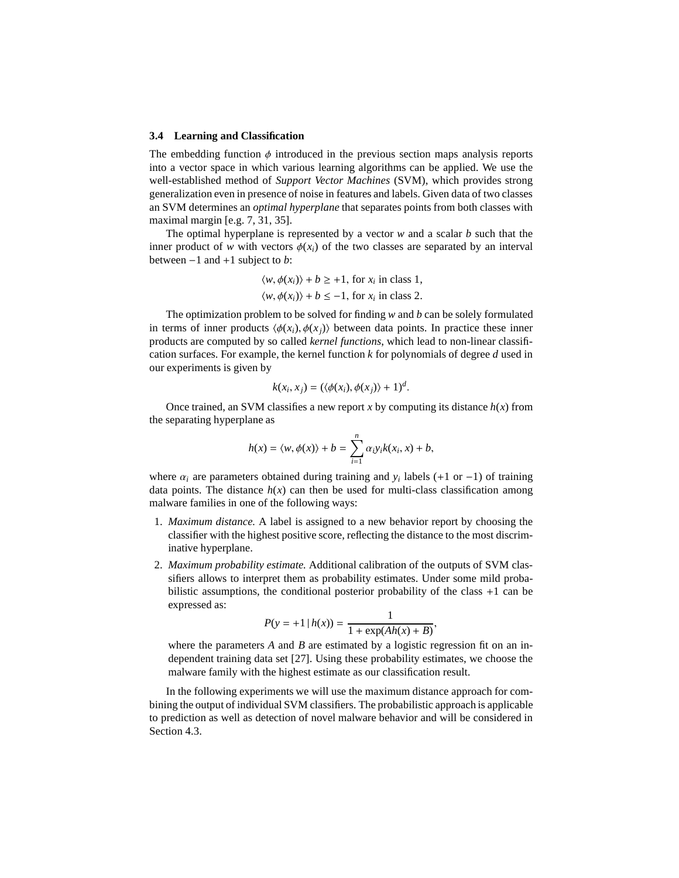### 3.4 Learning and Classification

The embedding function $\phi$ introduced in the previous section maps analysis reports into a vector space in which various learning algorithms can be applied. We use the well-established method of *Support Vector Machines* (SVM), which provides strong generalization even in presence of noise in features and labels. Given data of two classes an SVM determines an *optimal hyperplane* that separates points from both classes with maximal margin [e.g. 7, 31, 35].

The optimal hyperplane is represented by a vector $w$ and a scalar $b$ such that the inner product of $w$ with vectors $\phi(x_i)$ of the two classes are separated by an interval between $-1$ and $+1$ subject to $b$:

$$\langle w, \phi(x_i) \rangle + b \geq +1, \text{ for } x_i \text{ in class 1,}$$
$$\langle w, \phi(x_i) \rangle + b \leq -1, \text{ for } x_i \text{ in class 2.}$$

The optimization problem to be solved for finding $w$ and $b$ can be solely formulated in terms of inner products $\langle \phi(x_i), \phi(x_j) \rangle$ between data points. In practice these inner products are computed by so called *kernel functions*, which lead to non-linear classification surfaces. For example, the kernel function $k$ for polynomials of degree $d$ used in our experiments is given by

$$k(x_i, x_j) = (\langle \phi(x_i), \phi(x_j) \rangle + 1)^d.$$

Once trained, an SVM classifies a new report $x$ by computing its distance $h(x)$ from the separating hyperplane as

$$h(x) = \langle w, \phi(x) \rangle + b = \sum_{i=1}^{n} \alpha_i y_i k(x_i, x) + b,$$

where $\alpha_i$ are parameters obtained during training and $y_i$ labels ($+1$ or $-1$) of training data points. The distance $h(x)$ can then be used for multi-class classification among malware families in one of the following ways:

1. *Maximum distance.* A label is assigned to a new behavior report by choosing the classifier with the highest positive score, reflecting the distance to the most discriminative hyperplane.
2. *Maximum probability estimate.* Additional calibration of the outputs of SVM classifiers allows to interpret them as probability estimates. Under some mild probabilistic assumptions, the conditional posterior probability of the class $+1$ can be expressed as:

   $$P(y = +1 \mid h(x)) = \frac{1}{1 + \exp(Ah(x) + B)},$$

   where the parameters $A$ and $B$ are estimated by a logistic regression fit on an independent training data set [27]. Using these probability estimates, we choose the malware family with the highest estimate as our classification result.

In the following experiments we will use the maximum distance approach for combining the output of individual SVM classifiers. The probabilistic approach is applicable to prediction as well as detection of novel malware behavior and will be considered in Section 4.3.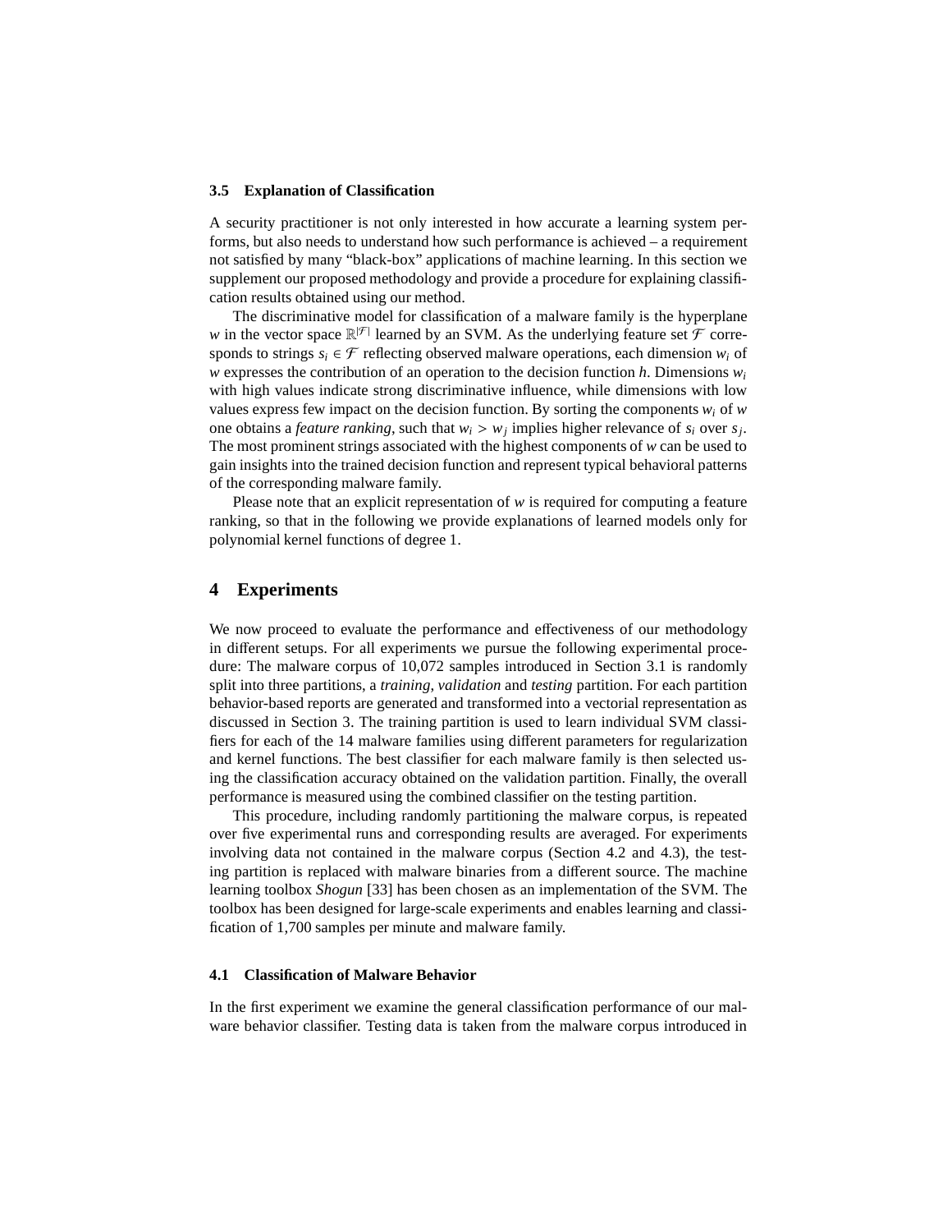### 3.5 Explanation of Classification

A security practitioner is not only interested in how accurate a learning system performs, but also needs to understand how such performance is achieved – a requirement not satisfied by many "black-box" applications of machine learning. In this section we supplement our proposed methodology and provide a procedure for explaining classification results obtained using our method.

The discriminative model for classification of a malware family is the hyperplane $w$ in the vector space $\mathbb{R}^{|\mathcal{F}|}$ learned by an SVM. As the underlying feature set $\mathcal{F}$ corresponds to strings $s_i \in \mathcal{F}$ reflecting observed malware operations, each dimension $w_i$ of $w$ expresses the contribution of an operation to the decision function $h$. Dimensions $w_i$ with high values indicate strong discriminative influence, while dimensions with low values express few impact on the decision function. By sorting the components $w_i$ of $w$ one obtains a *feature ranking*, such that $w_i > w_j$ implies higher relevance of $s_i$ over $s_j$. The most prominent strings associated with the highest components of $w$ can be used to gain insights into the trained decision function and represent typical behavioral patterns of the corresponding malware family.

Please note that an explicit representation of $w$ is required for computing a feature ranking, so that in the following we provide explanations of learned models only for polynomial kernel functions of degree 1.

## 4 Experiments

We now proceed to evaluate the performance and effectiveness of our methodology in different setups. For all experiments we pursue the following experimental procedure: The malware corpus of 10,072 samples introduced in Section 3.1 is randomly split into three partitions, a *training*, *validation* and *testing* partition. For each partition behavior-based reports are generated and transformed into a vectorial representation as discussed in Section 3. The training partition is used to learn individual SVM classifiers for each of the 14 malware families using different parameters for regularization and kernel functions. The best classifier for each malware family is then selected using the classification accuracy obtained on the validation partition. Finally, the overall performance is measured using the combined classifier on the testing partition.

This procedure, including randomly partitioning the malware corpus, is repeated over five experimental runs and corresponding results are averaged. For experiments involving data not contained in the malware corpus (Section 4.2 and 4.3), the testing partition is replaced with malware binaries from a different source. The machine learning toolbox *Shogun* [33] has been chosen as an implementation of the SVM. The toolbox has been designed for large-scale experiments and enables learning and classification of 1,700 samples per minute and malware family.

### 4.1 Classification of Malware Behavior

In the first experiment we examine the general classification performance of our malware behavior classifier. Testing data is taken from the malware corpus introduced in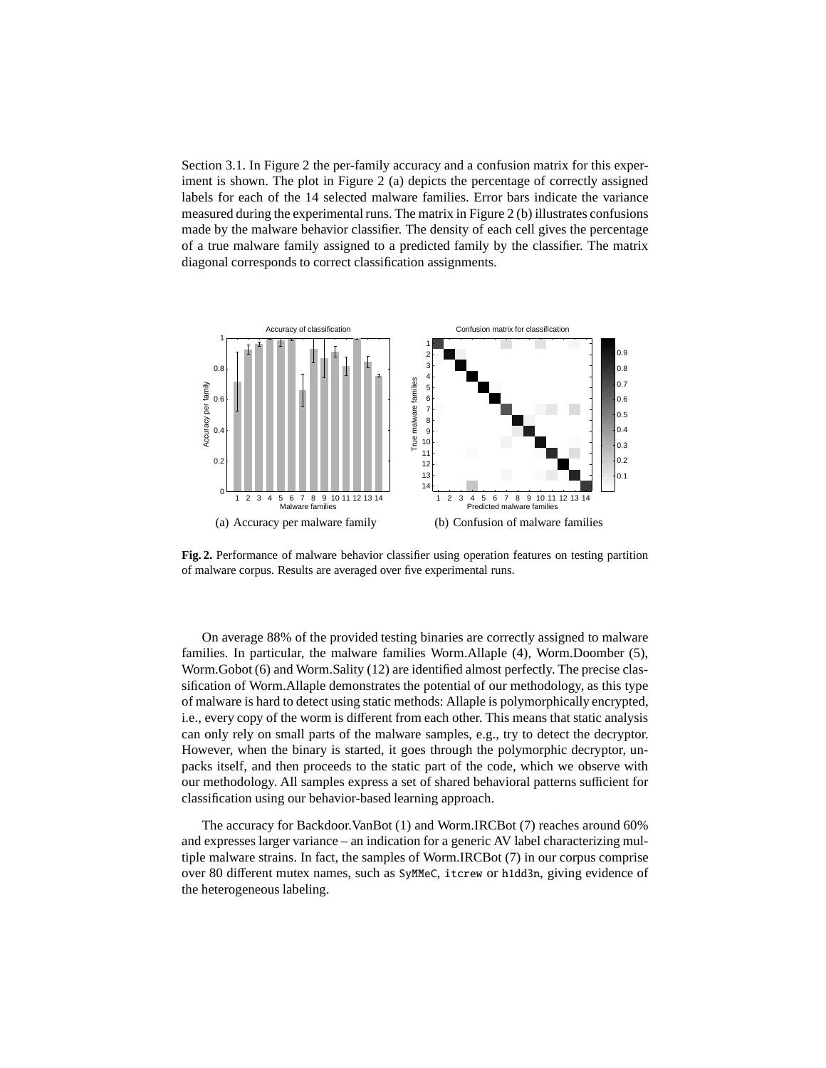Section 3.1. In Figure 2 the per-family accuracy and a confusion matrix for this experiment is shown. The plot in Figure 2 (a) depicts the percentage of correctly assigned labels for each of the 14 selected malware families. Error bars indicate the variance measured during the experimental runs. The matrix in Figure 2 (b) illustrates confusions made by the malware behavior classifier. The density of each cell gives the percentage of a true malware family assigned to a predicted family by the classifier. The matrix diagonal corresponds to correct classification assignments.

Accuracy of classification

Accuracy per family

0 0.2 0.4 0.6 0.8 1

1 2 3 4 5 6 7 8 9 10 11 12 13 14

Malware families

(a) Accuracy per malware family

Confusion matrix for classification

True malware families

1 2 3 4 5 6 7 8 9 10 11 12 13 14

Predicted malware families

0.1 0.2 0.3 0.4 0.5 0.6 0.7 0.8 0.9

(b) Confusion of malware families

**Fig. 2.** Performance of malware behavior classifier using operation features on testing partition of malware corpus. Results are averaged over five experimental runs.

On average 88% of the provided testing binaries are correctly assigned to malware families. In particular, the malware families Worm.Allaple (4), Worm.Doomber (5), Worm.Gobot (6) and Worm.Sality (12) are identified almost perfectly. The precise classification of Worm.Allaple demonstrates the potential of our methodology, as this type of malware is hard to detect using static methods: Allaple is polymorphically encrypted, i.e., every copy of the worm is different from each other. This means that static analysis can only rely on small parts of the malware samples, e.g., try to detect the decryptor. However, when the binary is started, it goes through the polymorphic decryptor, unpacks itself, and then proceeds to the static part of the code, which we observe with our methodology. All samples express a set of shared behavioral patterns sufficient for classification using our behavior-based learning approach.

The accuracy for Backdoor.VanBot (1) and Worm.IRCBot (7) reaches around 60% and expresses larger variance – an indication for a generic AV label characterizing multiple malware strains. In fact, the samples of Worm.IRCBot (7) in our corpus comprise over 80 different mutex names, such as `SyMMeC`, `itcrew` or `h1dd3n`, giving evidence of the heterogeneous labeling.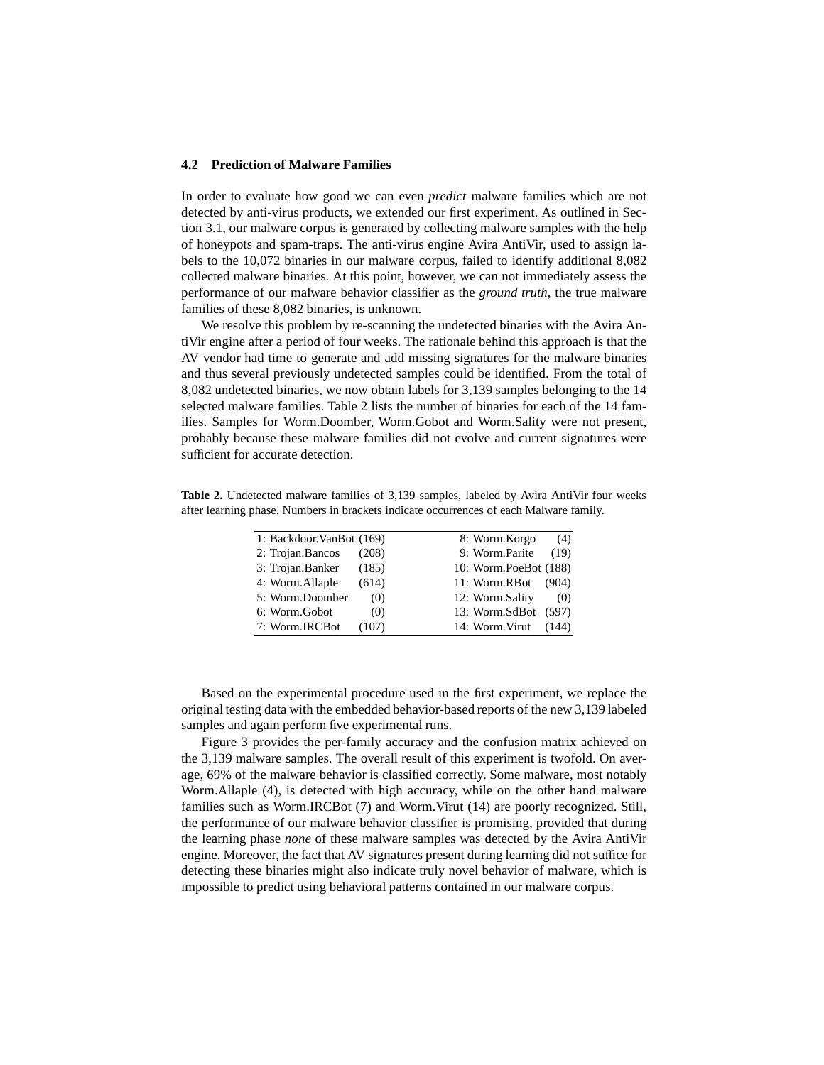### 4.2 Prediction of Malware Families

In order to evaluate how good we can even *predict* malware families which are not detected by anti-virus products, we extended our first experiment. As outlined in Section 3.1, our malware corpus is generated by collecting malware samples with the help of honeypots and spam-traps. The anti-virus engine Avira AntiVir, used to assign labels to the 10,072 binaries in our malware corpus, failed to identify additional 8,082 collected malware binaries. At this point, however, we can not immediately assess the performance of our malware behavior classifier as the *ground truth*, the true malware families of these 8,082 binaries, is unknown.

We resolve this problem by re-scanning the undetected binaries with the Avira AntiVir engine after a period of four weeks. The rationale behind this approach is that the AV vendor had time to generate and add missing signatures for the malware binaries and thus several previously undetected samples could be identified. From the total of 8,082 undetected binaries, we now obtain labels for 3,139 samples belonging to the 14 selected malware families. Table 2 lists the number of binaries for each of the 14 families. Samples for Worm.Doomber, Worm.Gobot and Worm.Sality were not present, probably because these malware families did not evolve and current signatures were sufficient for accurate detection.

**Table 2.** Undetected malware families of 3,139 samples, labeled by Avira AntiVir four weeks after learning phase. Numbers in brackets indicate occurrences of each Malware family.

| | | | |
|---|---|---|---|
| 1: Backdoor.VanBot | (169) | 8: Worm.Korgo | (4) |
| 2: Trojan.Bancos | (208) | 9: Worm.Parite | (19) |
| 3: Trojan.Banker | (185) | 10: Worm.PoeBot | (188) |
| 4: Worm.Allaple | (614) | 11: Worm.RBot | (904) |
| 5: Worm.Doomber | (0) | 12: Worm.Sality | (0) |
| 6: Worm.Gobot | (0) | 13: Worm.SdBot | (597) |
| 7: Worm.IRCBot | (107) | 14: Worm.Virut | (144) |

Based on the experimental procedure used in the first experiment, we replace the original testing data with the embedded behavior-based reports of the new 3,139 labeled samples and again perform five experimental runs.

Figure 3 provides the per-family accuracy and the confusion matrix achieved on the 3,139 malware samples. The overall result of this experiment is twofold. On average, 69% of the malware behavior is classified correctly. Some malware, most notably Worm.Allaple (4), is detected with high accuracy, while on the other hand malware families such as Worm.IRCBot (7) and Worm.Virut (14) are poorly recognized. Still, the performance of our malware behavior classifier is promising, provided that during the learning phase *none* of these malware samples was detected by the Avira AntiVir engine. Moreover, the fact that AV signatures present during learning did not suffice for detecting these binaries might also indicate truly novel behavior of malware, which is impossible to predict using behavioral patterns contained in our malware corpus.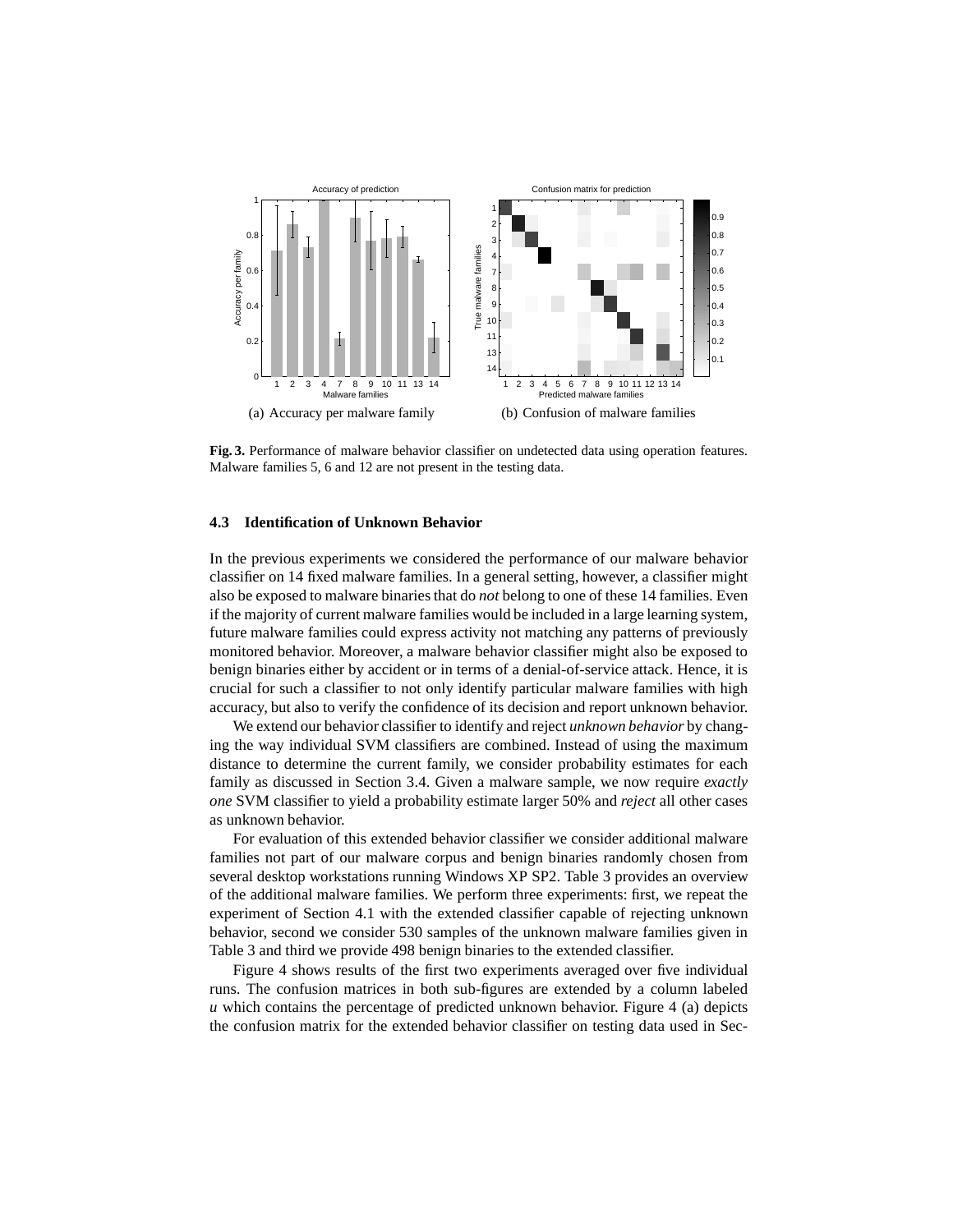Accuracy of prediction

1
0.8
0.6
0.4
0.2
0

Accuracy per family

1 2 3 4 7 8 9 10 11 13 14

Malware families

(a) Accuracy per malware family

Confusion matrix for prediction

True malware families

1
2
3
4
7
8
9
10
11
13
14

1 2 3 4 5 6 7 8 9 10 11 12 13 14

Predicted malware families

0.9
0.8
0.7
0.6
0.5
0.4
0.3
0.2
0.1

(b) Confusion of malware families

**Fig. 3.** Performance of malware behavior classifier on undetected data using operation features. Malware families 5, 6 and 12 are not present in the testing data.

### 4.3 Identification of Unknown Behavior

In the previous experiments we considered the performance of our malware behavior classifier on 14 fixed malware families. In a general setting, however, a classifier might also be exposed to malware binaries that do *not* belong to one of these 14 families. Even if the majority of current malware families would be included in a large learning system, future malware families could express activity not matching any patterns of previously monitored behavior. Moreover, a malware behavior classifier might also be exposed to benign binaries either by accident or in terms of a denial-of-service attack. Hence, it is crucial for such a classifier to not only identify particular malware families with high accuracy, but also to verify the confidence of its decision and report unknown behavior.

We extend our behavior classifier to identify and reject *unknown behavior* by changing the way individual SVM classifiers are combined. Instead of using the maximum distance to determine the current family, we consider probability estimates for each family as discussed in Section 3.4. Given a malware sample, we now require *exactly one* SVM classifier to yield a probability estimate larger 50% and *reject* all other cases as unknown behavior.

For evaluation of this extended behavior classifier we consider additional malware families not part of our malware corpus and benign binaries randomly chosen from several desktop workstations running Windows XP SP2. Table 3 provides an overview of the additional malware families. We perform three experiments: first, we repeat the experiment of Section 4.1 with the extended classifier capable of rejecting unknown behavior, second we consider 530 samples of the unknown malware families given in Table 3 and third we provide 498 benign binaries to the extended classifier.

Figure 4 shows results of the first two experiments averaged over five individual runs. The confusion matrices in both sub-figures are extended by a column labeled *u* which contains the percentage of predicted unknown behavior. Figure 4 (a) depicts the confusion matrix for the extended behavior classifier on testing data used in Sec-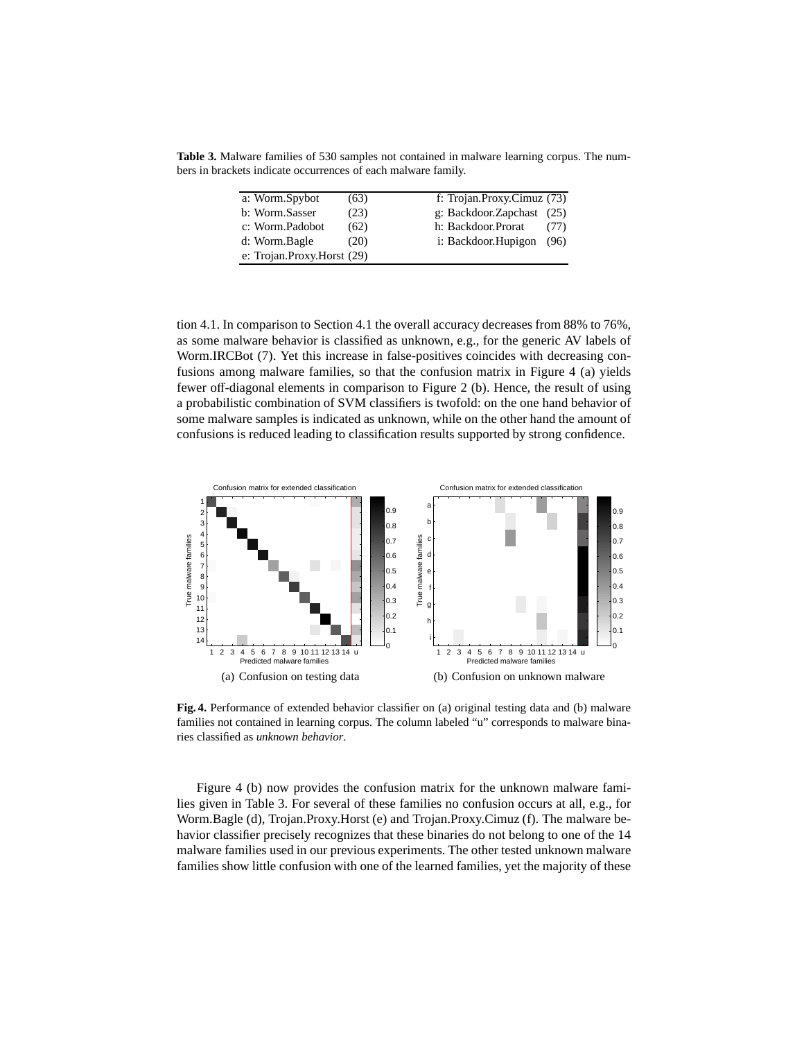**Table 3.** Malware families of 530 samples not contained in malware learning corpus. The numbers in brackets indicate occurrences of each malware family.

| | | | |
|---|---|---|---|
| a: Worm.Spybot | (63) | f: Trojan.Proxy.Cimuz | (73) |
| b: Worm.Sasser | (23) | g: Backdoor.Zapchast | (25) |
| c: Worm.Padobot | (62) | h: Backdoor.Prorat | (77) |
| d: Worm.Bagle | (20) | i: Backdoor.Hupigon | (96) |
| e: Trojan.Proxy.Horst | (29) | | |

tion 4.1. In comparison to Section 4.1 the overall accuracy decreases from 88% to 76%, as some malware behavior is classified as unknown, e.g., for the generic AV labels of Worm.IRCBot (7). Yet this increase in false-positives coincides with decreasing confusions among malware families, so that the confusion matrix in Figure 4 (a) yields fewer off-diagonal elements in comparison to Figure 2 (b). Hence, the result of using a probabilistic combination of SVM classifiers is twofold: on the one hand behavior of some malware samples is indicated as unknown, while on the other hand the amount of confusions is reduced leading to classification results supported by strong confidence.

(a) Confusion on testing data

(b) Confusion on unknown malware

**Fig. 4.** Performance of extended behavior classifier on (a) original testing data and (b) malware families not contained in learning corpus. The column labeled "u" corresponds to malware binaries classified as *unknown behavior*.

Figure 4 (b) now provides the confusion matrix for the unknown malware families given in Table 3. For several of these families no confusion occurs at all, e.g., for Worm.Bagle (d), Trojan.Proxy.Horst (e) and Trojan.Proxy.Cimuz (f). The malware behavior classifier precisely recognizes that these binaries do not belong to one of the 14 malware families used in our previous experiments. The other tested unknown malware families show little confusion with one of the learned families, yet the majority of these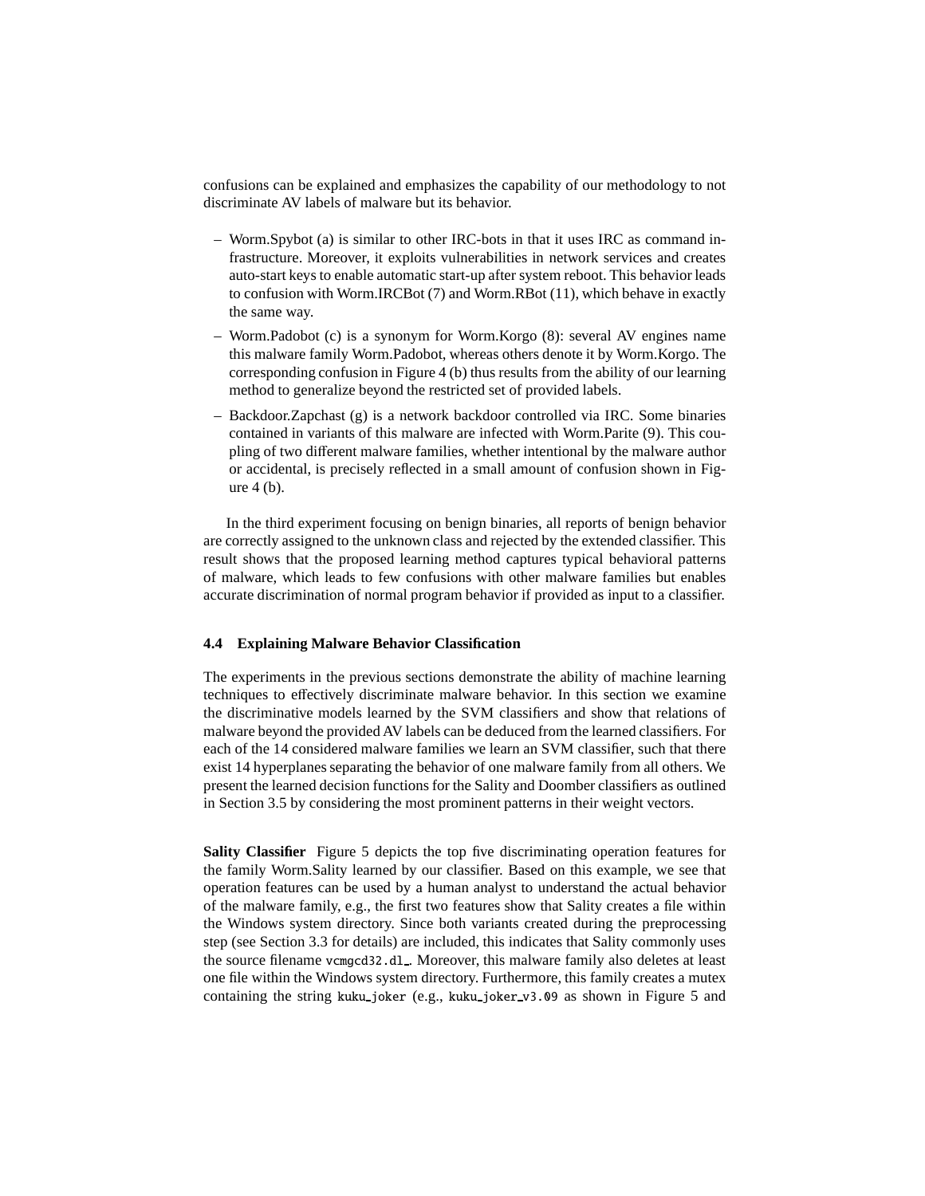confusions can be explained and emphasizes the capability of our methodology to not discriminate AV labels of malware but its behavior.

- Worm.Spybot (a) is similar to other IRC-bots in that it uses IRC as command infrastructure. Moreover, it exploits vulnerabilities in network services and creates auto-start keys to enable automatic start-up after system reboot. This behavior leads to confusion with Worm.IRCBot (7) and Worm.RBot (11), which behave in exactly the same way.
- Worm.Padobot (c) is a synonym for Worm.Korgo (8): several AV engines name this malware family Worm.Padobot, whereas others denote it by Worm.Korgo. The corresponding confusion in Figure 4 (b) thus results from the ability of our learning method to generalize beyond the restricted set of provided labels.
- Backdoor.Zapchast (g) is a network backdoor controlled via IRC. Some binaries contained in variants of this malware are infected with Worm.Parite (9). This coupling of two different malware families, whether intentional by the malware author or accidental, is precisely reflected in a small amount of confusion shown in Figure 4 (b).

In the third experiment focusing on benign binaries, all reports of benign behavior are correctly assigned to the unknown class and rejected by the extended classifier. This result shows that the proposed learning method captures typical behavioral patterns of malware, which leads to few confusions with other malware families but enables accurate discrimination of normal program behavior if provided as input to a classifier.

### 4.4 Explaining Malware Behavior Classification

The experiments in the previous sections demonstrate the ability of machine learning techniques to effectively discriminate malware behavior. In this section we examine the discriminative models learned by the SVM classifiers and show that relations of malware beyond the provided AV labels can be deduced from the learned classifiers. For each of the 14 considered malware families we learn an SVM classifier, such that there exist 14 hyperplanes separating the behavior of one malware family from all others. We present the learned decision functions for the Sality and Doomber classifiers as outlined in Section 3.5 by considering the most prominent patterns in their weight vectors.

**Sality Classifier** Figure 5 depicts the top five discriminating operation features for the family Worm.Sality learned by our classifier. Based on this example, we see that operation features can be used by a human analyst to understand the actual behavior of the malware family, e.g., the first two features show that Sality creates a file within the Windows system directory. Since both variants created during the preprocessing step (see Section 3.3 for details) are included, this indicates that Sality commonly uses the source filename `vcmgcd32.dl_`. Moreover, this malware family also deletes at least one file within the Windows system directory. Furthermore, this family creates a mutex containing the string `kuku_joker` (e.g., `kuku_joker_v3.09` as shown in Figure 5 and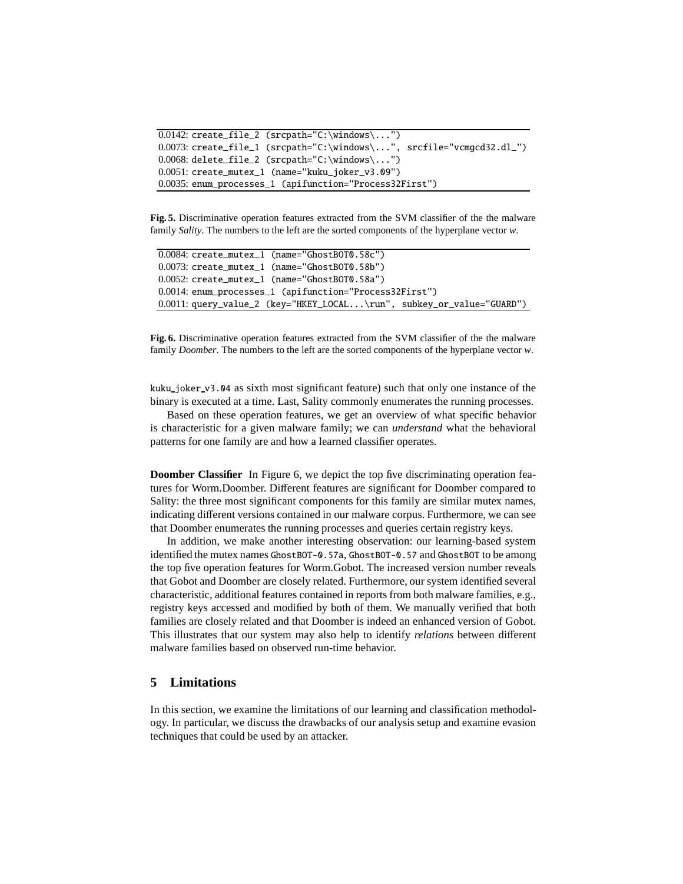```
0.0142: create_file_2 (srcpath="C:\windows\...")
0.0073: create_file_1 (srcpath="C:\windows\...", srcfile="vcmgcd32.dl_")
0.0068: delete_file_2 (srcpath="C:\windows\...")
0.0051: create_mutex_1 (name="kuku_joker_v3.09")
0.0035: enum_processes_1 (apifunction="Process32First")
```

**Fig. 5.** Discriminative operation features extracted from the SVM classifier of the the malware family *Sality*. The numbers to the left are the sorted components of the hyperplane vector *w*.

```
0.0084: create_mutex_1 (name="GhostBOT0.58c")
0.0073: create_mutex_1 (name="GhostBOT0.58b")
0.0052: create_mutex_1 (name="GhostBOT0.58a")
0.0014: enum_processes_1 (apifunction="Process32First")
0.0011: query_value_2 (key="HKEY_LOCAL...\run", subkey_or_value="GUARD")
```

**Fig. 6.** Discriminative operation features extracted from the SVM classifier of the the malware family *Doomber*. The numbers to the left are the sorted components of the hyperplane vector *w*.

kuku_joker_v3.04 as sixth most significant feature) such that only one instance of the binary is executed at a time. Last, Sality commonly enumerates the running processes.

Based on these operation features, we get an overview of what specific behavior is characteristic for a given malware family; we can *understand* what the behavioral patterns for one family are and how a learned classifier operates.

**Doomber Classifier** In Figure 6, we depict the top five discriminating operation features for Worm.Doomber. Different features are significant for Doomber compared to Sality: the three most significant components for this family are similar mutex names, indicating different versions contained in our malware corpus. Furthermore, we can see that Doomber enumerates the running processes and queries certain registry keys.

In addition, we make another interesting observation: our learning-based system identified the mutex names GhostBOT-0.57a, GhostBOT-0.57 and GhostBOT to be among the top five operation features for Worm.Gobot. The increased version number reveals that Gobot and Doomber are closely related. Furthermore, our system identified several characteristic, additional features contained in reports from both malware families, e.g., registry keys accessed and modified by both of them. We manually verified that both families are closely related and that Doomber is indeed an enhanced version of Gobot. This illustrates that our system may also help to identify *relations* between different malware families based on observed run-time behavior.

## 5 Limitations

In this section, we examine the limitations of our learning and classification methodology. In particular, we discuss the drawbacks of our analysis setup and examine evasion techniques that could be used by an attacker.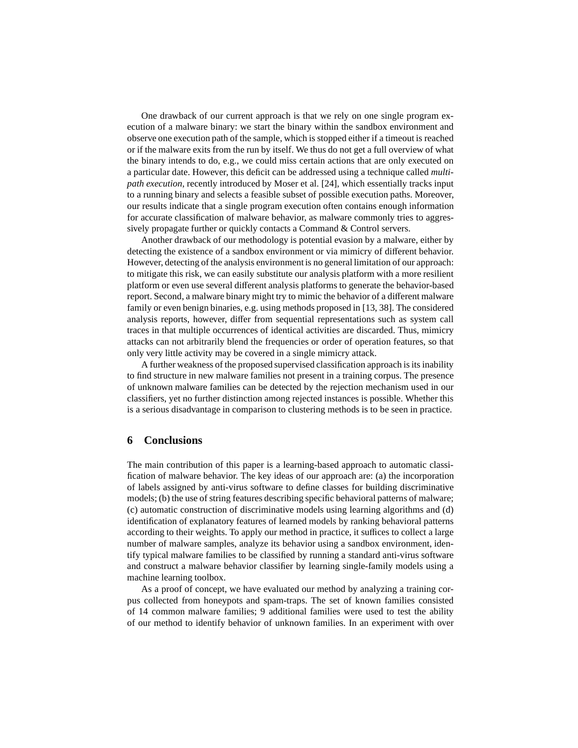One drawback of our current approach is that we rely on one single program execution of a malware binary: we start the binary within the sandbox environment and observe one execution path of the sample, which is stopped either if a timeout is reached or if the malware exits from the run by itself. We thus do not get a full overview of what the binary intends to do, e.g., we could miss certain actions that are only executed on a particular date. However, this deficit can be addressed using a technique called *multi-path execution*, recently introduced by Moser et al. [24], which essentially tracks input to a running binary and selects a feasible subset of possible execution paths. Moreover, our results indicate that a single program execution often contains enough information for accurate classification of malware behavior, as malware commonly tries to aggressively propagate further or quickly contacts a Command & Control servers.

Another drawback of our methodology is potential evasion by a malware, either by detecting the existence of a sandbox environment or via mimicry of different behavior. However, detecting of the analysis environment is no general limitation of our approach: to mitigate this risk, we can easily substitute our analysis platform with a more resilient platform or even use several different analysis platforms to generate the behavior-based report. Second, a malware binary might try to mimic the behavior of a different malware family or even benign binaries, e.g. using methods proposed in [13, 38]. The considered analysis reports, however, differ from sequential representations such as system call traces in that multiple occurrences of identical activities are discarded. Thus, mimicry attacks can not arbitrarily blend the frequencies or order of operation features, so that only very little activity may be covered in a single mimicry attack.

A further weakness of the proposed supervised classification approach is its inability to find structure in new malware families not present in a training corpus. The presence of unknown malware families can be detected by the rejection mechanism used in our classifiers, yet no further distinction among rejected instances is possible. Whether this is a serious disadvantage in comparison to clustering methods is to be seen in practice.

## 6 Conclusions

The main contribution of this paper is a learning-based approach to automatic classification of malware behavior. The key ideas of our approach are: (a) the incorporation of labels assigned by anti-virus software to define classes for building discriminative models; (b) the use of string features describing specific behavioral patterns of malware; (c) automatic construction of discriminative models using learning algorithms and (d) identification of explanatory features of learned models by ranking behavioral patterns according to their weights. To apply our method in practice, it suffices to collect a large number of malware samples, analyze its behavior using a sandbox environment, identify typical malware families to be classified by running a standard anti-virus software and construct a malware behavior classifier by learning single-family models using a machine learning toolbox.

As a proof of concept, we have evaluated our method by analyzing a training corpus collected from honeypots and spam-traps. The set of known families consisted of 14 common malware families; 9 additional families were used to test the ability of our method to identify behavior of unknown families. In an experiment with over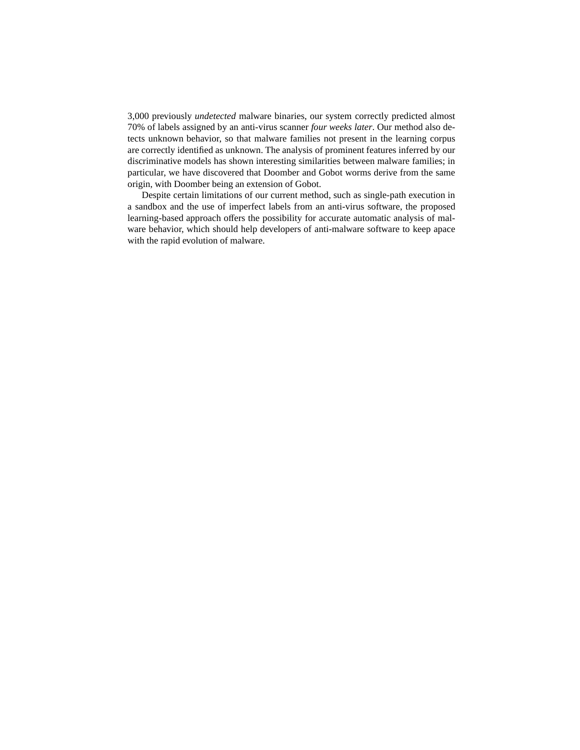3,000 previously *undetected* malware binaries, our system correctly predicted almost 70% of labels assigned by an anti-virus scanner *four weeks later*. Our method also detects unknown behavior, so that malware families not present in the learning corpus are correctly identified as unknown. The analysis of prominent features inferred by our discriminative models has shown interesting similarities between malware families; in particular, we have discovered that Doomber and Gobot worms derive from the same origin, with Doomber being an extension of Gobot.

Despite certain limitations of our current method, such as single-path execution in a sandbox and the use of imperfect labels from an anti-virus software, the proposed learning-based approach offers the possibility for accurate automatic analysis of malware behavior, which should help developers of anti-malware software to keep apace with the rapid evolution of malware.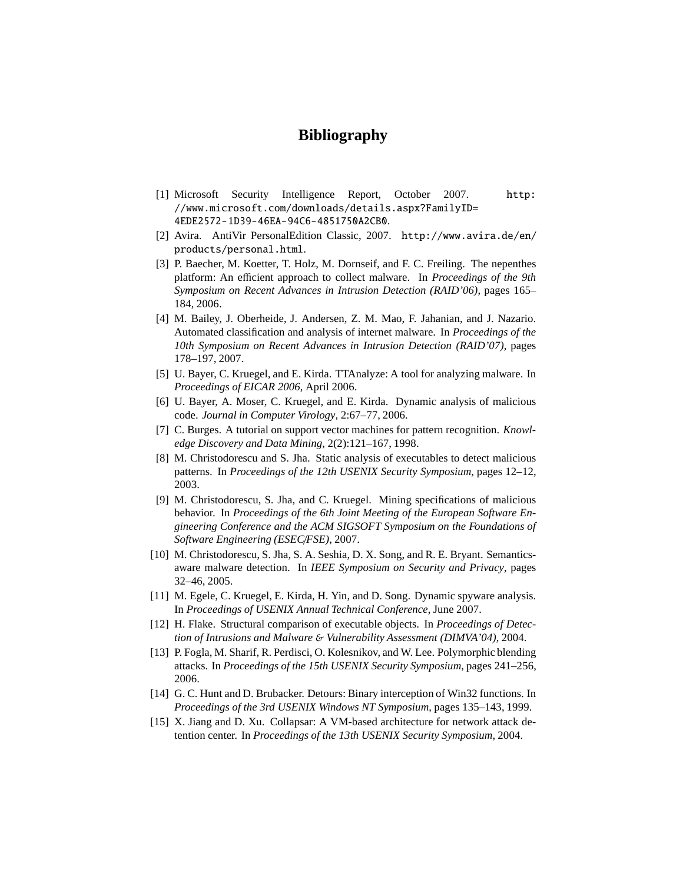# Bibliography

[1] Microsoft Security Intelligence Report, October 2007. http://www.microsoft.com/downloads/details.aspx?FamilyID=4EDE2572-1D39-46EA-94C6-4851750A2CB0.

[2] Avira. AntiVir PersonalEdition Classic, 2007. http://www.avira.de/en/products/personal.html.

[3] P. Baecher, M. Koetter, T. Holz, M. Dornseif, and F. C. Freiling. The nepenthes platform: An efficient approach to collect malware. In *Proceedings of the 9th Symposium on Recent Advances in Intrusion Detection (RAID'06)*, pages 165–184, 2006.

[4] M. Bailey, J. Oberheide, J. Andersen, Z. M. Mao, F. Jahanian, and J. Nazario. Automated classification and analysis of internet malware. In *Proceedings of the 10th Symposium on Recent Advances in Intrusion Detection (RAID'07)*, pages 178–197, 2007.

[5] U. Bayer, C. Kruegel, and E. Kirda. TTAnalyze: A tool for analyzing malware. In *Proceedings of EICAR 2006*, April 2006.

[6] U. Bayer, A. Moser, C. Kruegel, and E. Kirda. Dynamic analysis of malicious code. *Journal in Computer Virology*, 2:67–77, 2006.

[7] C. Burges. A tutorial on support vector machines for pattern recognition. *Knowledge Discovery and Data Mining*, 2(2):121–167, 1998.

[8] M. Christodorescu and S. Jha. Static analysis of executables to detect malicious patterns. In *Proceedings of the 12th USENIX Security Symposium*, pages 12–12, 2003.

[9] M. Christodorescu, S. Jha, and C. Kruegel. Mining specifications of malicious behavior. In *Proceedings of the 6th Joint Meeting of the European Software Engineering Conference and the ACM SIGSOFT Symposium on the Foundations of Software Engineering (ESEC/FSE)*, 2007.

[10] M. Christodorescu, S. Jha, S. A. Seshia, D. X. Song, and R. E. Bryant. Semantics-aware malware detection. In *IEEE Symposium on Security and Privacy*, pages 32–46, 2005.

[11] M. Egele, C. Kruegel, E. Kirda, H. Yin, and D. Song. Dynamic spyware analysis. In *Proceedings of USENIX Annual Technical Conference*, June 2007.

[12] H. Flake. Structural comparison of executable objects. In *Proceedings of Detection of Intrusions and Malware & Vulnerability Assessment (DIMVA'04)*, 2004.

[13] P. Fogla, M. Sharif, R. Perdisci, O. Kolesnikov, and W. Lee. Polymorphic blending attacks. In *Proceedings of the 15th USENIX Security Symposium*, pages 241–256, 2006.

[14] G. C. Hunt and D. Brubacker. Detours: Binary interception of Win32 functions. In *Proceedings of the 3rd USENIX Windows NT Symposium*, pages 135–143, 1999.

[15] X. Jiang and D. Xu. Collapsar: A VM-based architecture for network attack detention center. In *Proceedings of the 13th USENIX Security Symposium*, 2004.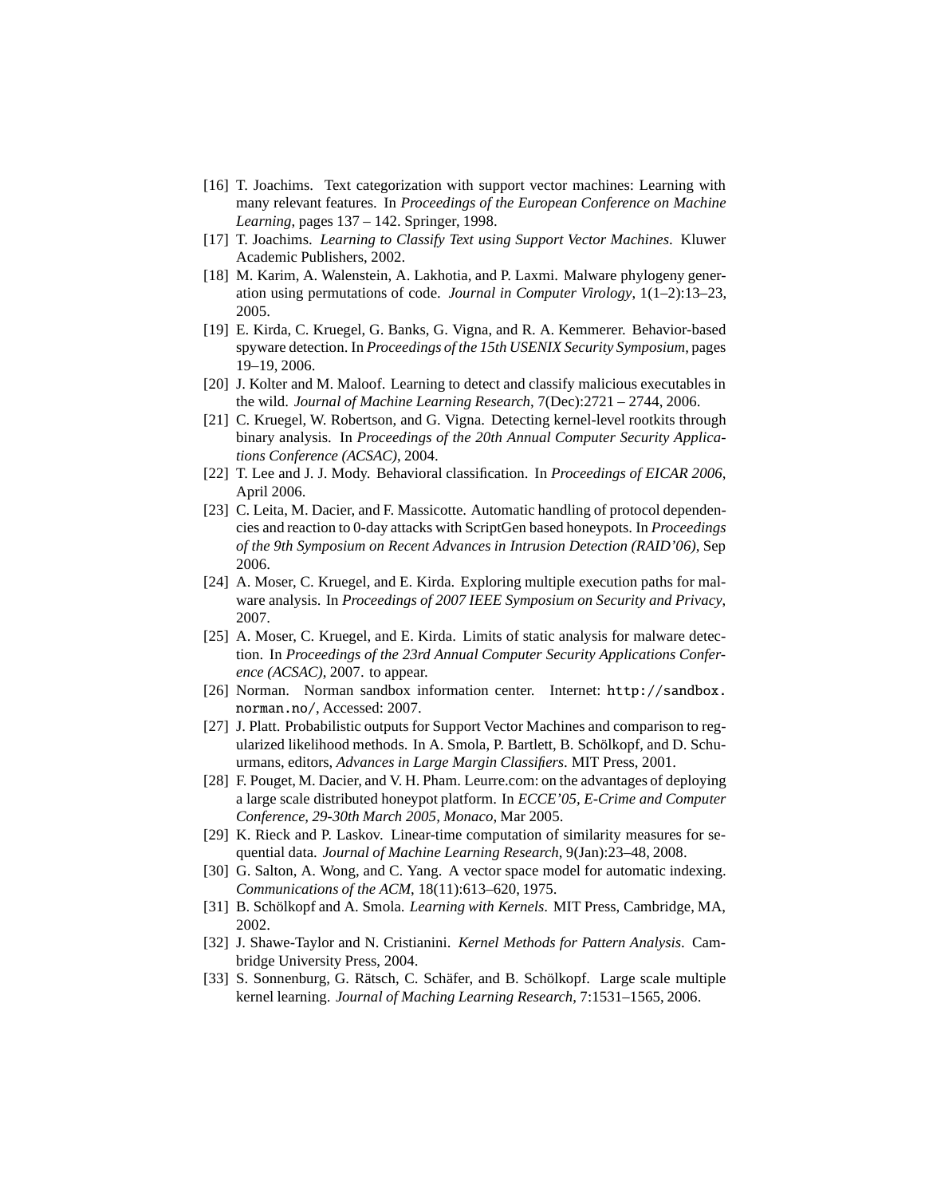[16] T. Joachims. Text categorization with support vector machines: Learning with many relevant features. In *Proceedings of the European Conference on Machine Learning*, pages 137 – 142. Springer, 1998.

[17] T. Joachims. *Learning to Classify Text using Support Vector Machines*. Kluwer Academic Publishers, 2002.

[18] M. Karim, A. Walenstein, A. Lakhotia, and P. Laxmi. Malware phylogeny generation using permutations of code. *Journal in Computer Virology*, 1(1–2):13–23, 2005.

[19] E. Kirda, C. Kruegel, G. Banks, G. Vigna, and R. A. Kemmerer. Behavior-based spyware detection. In *Proceedings of the 15th USENIX Security Symposium*, pages 19–19, 2006.

[20] J. Kolter and M. Maloof. Learning to detect and classify malicious executables in the wild. *Journal of Machine Learning Research*, 7(Dec):2721 – 2744, 2006.

[21] C. Kruegel, W. Robertson, and G. Vigna. Detecting kernel-level rootkits through binary analysis. In *Proceedings of the 20th Annual Computer Security Applications Conference (ACSAC)*, 2004.

[22] T. Lee and J. J. Mody. Behavioral classification. In *Proceedings of EICAR 2006*, April 2006.

[23] C. Leita, M. Dacier, and F. Massicotte. Automatic handling of protocol dependencies and reaction to 0-day attacks with ScriptGen based honeypots. In *Proceedings of the 9th Symposium on Recent Advances in Intrusion Detection (RAID'06)*, Sep 2006.

[24] A. Moser, C. Kruegel, and E. Kirda. Exploring multiple execution paths for malware analysis. In *Proceedings of 2007 IEEE Symposium on Security and Privacy*, 2007.

[25] A. Moser, C. Kruegel, and E. Kirda. Limits of static analysis for malware detection. In *Proceedings of the 23rd Annual Computer Security Applications Conference (ACSAC)*, 2007. to appear.

[26] Norman. Norman sandbox information center. Internet: `http://sandbox.norman.no/`, Accessed: 2007.

[27] J. Platt. Probabilistic outputs for Support Vector Machines and comparison to regularized likelihood methods. In A. Smola, P. Bartlett, B. Schölkopf, and D. Schuurmans, editors, *Advances in Large Margin Classifiers*. MIT Press, 2001.

[28] F. Pouget, M. Dacier, and V. H. Pham. Leurre.com: on the advantages of deploying a large scale distributed honeypot platform. In *ECCE'05, E-Crime and Computer Conference, 29-30th March 2005, Monaco*, Mar 2005.

[29] K. Rieck and P. Laskov. Linear-time computation of similarity measures for sequential data. *Journal of Machine Learning Research*, 9(Jan):23–48, 2008.

[30] G. Salton, A. Wong, and C. Yang. A vector space model for automatic indexing. *Communications of the ACM*, 18(11):613–620, 1975.

[31] B. Schölkopf and A. Smola. *Learning with Kernels*. MIT Press, Cambridge, MA, 2002.

[32] J. Shawe-Taylor and N. Cristianini. *Kernel Methods for Pattern Analysis*. Cambridge University Press, 2004.

[33] S. Sonnenburg, G. Rätsch, C. Schäfer, and B. Schölkopf. Large scale multiple kernel learning. *Journal of Maching Learning Research*, 7:1531–1565, 2006.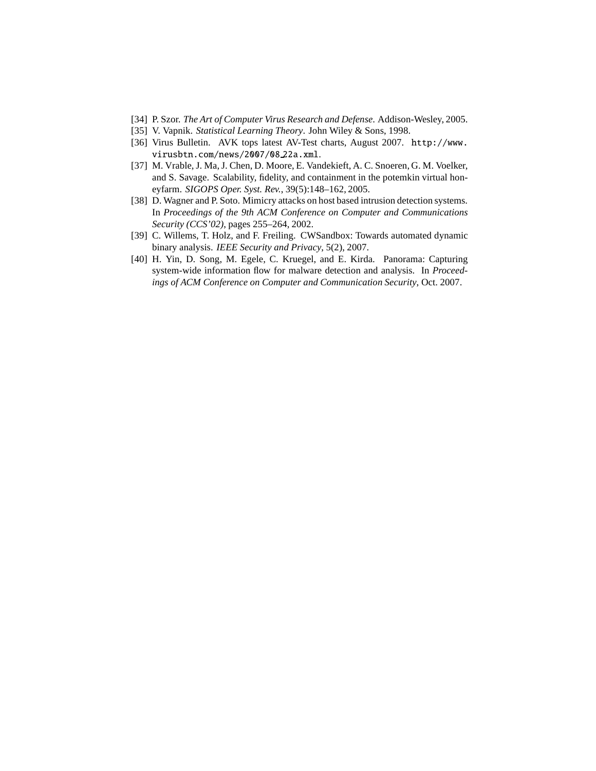[34] P. Szor. *The Art of Computer Virus Research and Defense*. Addison-Wesley, 2005.

[35] V. Vapnik. *Statistical Learning Theory*. John Wiley & Sons, 1998.

[36] Virus Bulletin. AVK tops latest AV-Test charts, August 2007. http://www.virusbtn.com/news/2007/08_22a.xml.

[37] M. Vrable, J. Ma, J. Chen, D. Moore, E. Vandekieft, A. C. Snoeren, G. M. Voelker, and S. Savage. Scalability, fidelity, and containment in the potemkin virtual honeyfarm. *SIGOPS Oper. Syst. Rev.*, 39(5):148–162, 2005.

[38] D. Wagner and P. Soto. Mimicry attacks on host based intrusion detection systems. In *Proceedings of the 9th ACM Conference on Computer and Communications Security (CCS'02)*, pages 255–264, 2002.

[39] C. Willems, T. Holz, and F. Freiling. CWSandbox: Towards automated dynamic binary analysis. *IEEE Security and Privacy*, 5(2), 2007.

[40] H. Yin, D. Song, M. Egele, C. Kruegel, and E. Kirda. Panorama: Capturing system-wide information flow for malware detection and analysis. In *Proceedings of ACM Conference on Computer and Communication Security*, Oct. 2007.